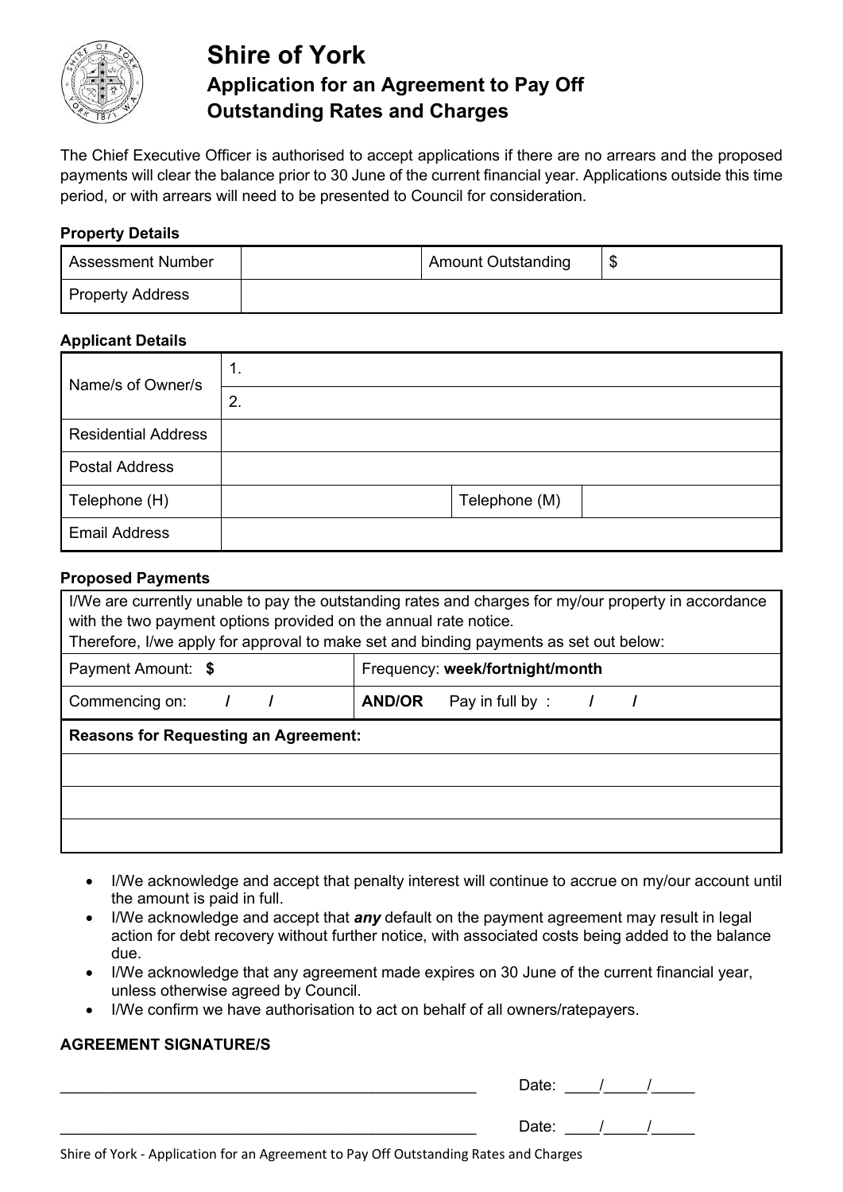# Shire of York

## Application for an Agreement to Pay Off Outstanding Rates and Charges

The Chief Executive Officer is authorised to accept applications if there are no arrears and the proposed payments will clear the balance prior to 30 June of the current financial year. Applications outside this time period, or with arrears will need to be presented to Council for consideration.

**Property Details**

| Assessment Number | | Amount Outstanding | $ |
|---|---|---|---|
| Property Address | | | |

**Applicant Details**

| Name/s of Owner/s | 1. | | |
|---|---|---|---|
| | 2. | | |
| Residential Address | | | |
| Postal Address | | | |
| Telephone (H) | | Telephone (M) | |
| Email Address | | | |

**Proposed Payments**

| I/We are currently unable to pay the outstanding rates and charges for my/our property in accordance with the two payment options provided on the annual rate notice. Therefore, I/we apply for approval to make set and binding payments as set out below: | |
|---|---|
| Payment Amount: **$** | Frequency: **week/fortnight/month** |
| Commencing on: **/ /** | **AND/OR** Pay in full by : **/ /** |
| **Reasons for Requesting an Agreement:** | |
| | |
| | |
| | |

- I/We acknowledge and accept that penalty interest will continue to accrue on my/our account until the amount is paid in full.
- I/We acknowledge and accept that ***any*** default on the payment agreement may result in legal action for debt recovery without further notice, with associated costs being added to the balance due.
- I/We acknowledge that any agreement made expires on 30 June of the current financial year, unless otherwise agreed by Council.
- I/We confirm we have authorisation to act on behalf of all owners/ratepayers.

**AGREEMENT SIGNATURE/S**

_______________________________________________ Date: ____/_____/_____

_______________________________________________ Date: ____/_____/_____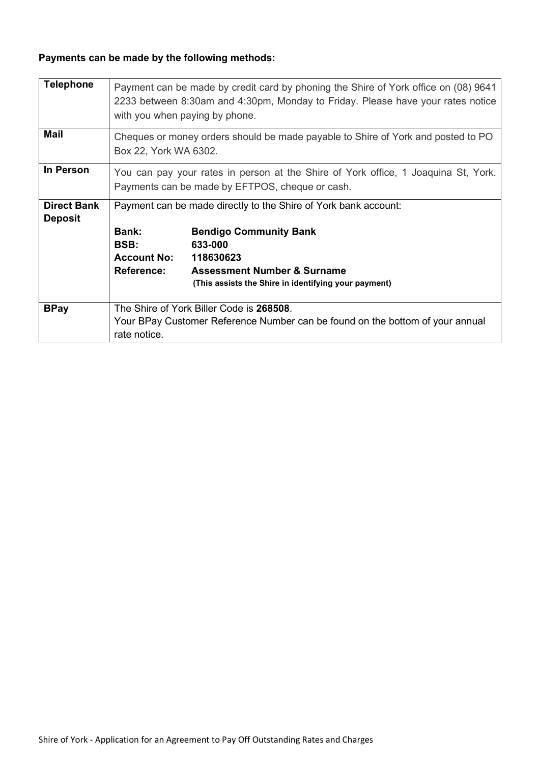**Payments can be made by the following methods:**

| | |
|---|---|
| **Telephone** | Payment can be made by credit card by phoning the Shire of York office on (08) 9641 2233 between 8:30am and 4:30pm, Monday to Friday. Please have your rates notice with you when paying by phone. |
| **Mail** | Cheques or money orders should be made payable to Shire of York and posted to PO Box 22, York WA 6302. |
| **In Person** | You can pay your rates in person at the Shire of York office, 1 Joaquina St, York. Payments can be made by EFTPOS, cheque or cash. |
| **Direct Bank Deposit** | Payment can be made directly to the Shire of York bank account:<br>**Bank:** **Bendigo Community Bank**<br>**BSB:** **633-000**<br>**Account No:** **118630623**<br>**Reference:** **Assessment Number & Surname**<br>**(This assists the Shire in identifying your payment)** |
| **BPay** | The Shire of York Biller Code is **268508**.<br>Your BPay Customer Reference Number can be found on the bottom of your annual rate notice. |